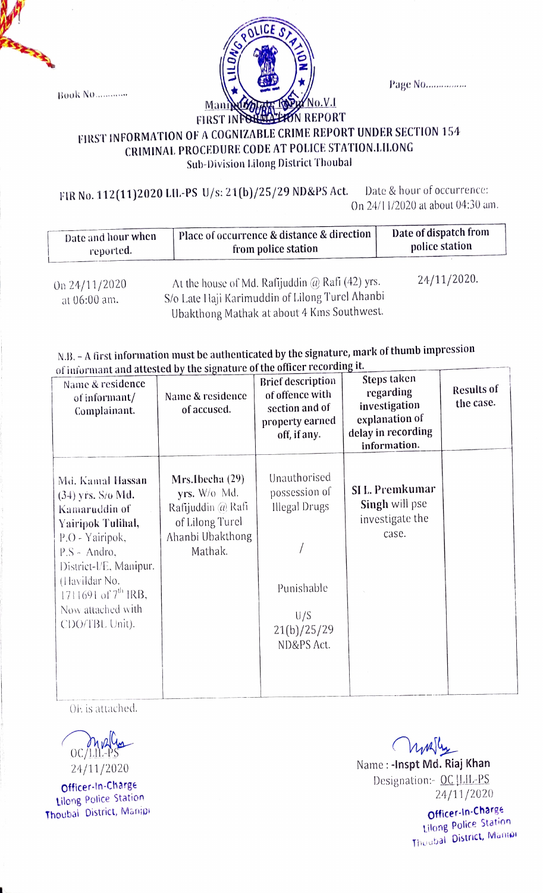Book No............

Page No................

Manipur Police Form No.V.I

FIRST INFORMATION REPORT

# FIRST INFORMATION OF A COGNIZABLE CRIME REPORT UNDER SECTION 154 CRIMINAL PROCEDURE CODE AT POLICE STATION.LILONG

Sub-Division Lilong District Thoubal

**FIR No. 112(11)2020 LIL-PS U/s: 21(b)/25/29 ND&PS Act.**

Date & hour of occurrence: On 24/11/2020 at about 04:30 am.

| Date and hour when reported. | Place of occurrence & distance & direction from police station | Date of dispatch from police station |
|---|---|---|
| On 24/11/2020 at 06:00 am. | At the house of Md. Rafijuddin @ Rafi (42) yrs. S/o Late Haji Karimuddin of Lilong Turel Ahanbi Ubakthong Mathak at about 4 Kms Southwest. | 24/11/2020. |

N.B. – A first information must be authenticated by the signature, mark of thumb impression of informant and attested by the signature of the officer recording it.

| Name & residence of informant/ Complainant. | Name & residence of accused. | Brief description of offence with section and of property earned off, if any. | Steps taken regarding investigation explanation of delay in recording information. | Results of the case. |
|---|---|---|---|---|
| **Md. Kamal Hassan** (34) yrs. S/o Md. Kamaruddin of Yairipok Tulihal, P.O - Yairipok, P.S - Andro, District-I/E, Manipur. (Havildar No. 1711691 of 7th IRB, Now attached with CDO/TBL Unit). | **Mrs.Ibecha** (29) yrs. W/o Md. Rafijuddin @ Rafi of Lilong Turel Ahanbi Ubakthong Mathak. | Unauthorised possession of Illegal Drugs / Punishable U/S 21(b)/25/29 ND&PS Act. | **SI L. Premkumar Singh** will pse investigate the case. | |

OE is attached.

OC/LIL-PS
24/11/2020
Officer-In-Charge
Lilong Police Station
Thoubal District, Manipur

Name : -Inspt Md. Riaj Khan
Designation:- OC LIL-PS
24/11/2020
Officer-In-Charge
Lilong Police Station
Thoubal District, Manipur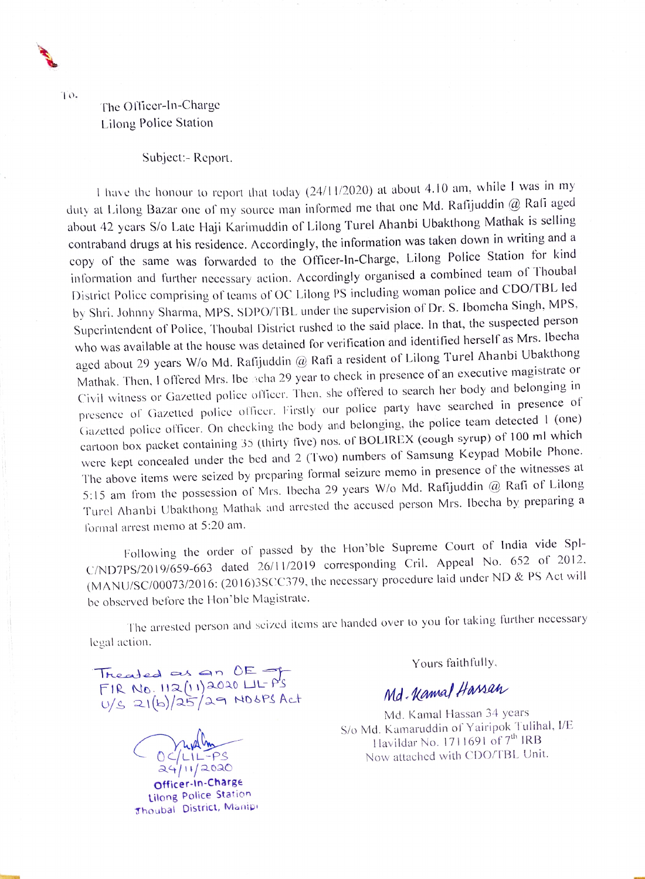To.

The Officer-In-Charge
Lilong Police Station

Subject:- Report.

I have the honour to report that today (24/11/2020) at about 4.10 am, while I was in my duty at Lilong Bazar one of my source man informed me that one Md. Rafijuddin @ Rafi aged about 42 years S/o Late Haji Karimuddin of Lilong Turel Ahanbi Ubakthong Mathak is selling contraband drugs at his residence. Accordingly, the information was taken down in writing and a copy of the same was forwarded to the Officer-In-Charge, Lilong Police Station for kind information and further necessary action. Accordingly organised a combined team of Thoubal District Police comprising of teams of OC Lilong PS including woman police and CDO/TBL led by Shri. Johnny Sharma, MPS, SDPO/TBL under the supervision of Dr. S. Ibomcha Singh, MPS, Superintendent of Police, Thoubal District rushed to the said place. In that, the suspected person who was available at the house was detained for verification and identified herself as Mrs. Ibecha aged about 29 years W/o Md. Rafijuddin @ Rafi a resident of Lilong Turel Ahanbi Ubakthong Mathak. Then, I offered Mrs. Ibecha 29 year to check in presence of an executive magistrate or Civil witness or Gazetted police officer. Then, she offered to search her body and belonging in presence of Gazetted police officer. Firstly our police party have searched in presence of Gazetted police officer. On checking the body and belonging, the police team detected 1 (one) cartoon box packet containing 35 (thirty five) nos. of BOLIREX (cough syrup) of 100 ml which were kept concealed under the bed and 2 (Two) numbers of Samsung Keypad Mobile Phone. The above items were seized by preparing formal seizure memo in presence of the witnesses at 5:15 am from the possession of Mrs. Ibecha 29 years W/o Md. Rafijuddin @ Rafi of Lilong Turel Ahanbi Ubakthong Mathak and arrested the accused person Mrs. Ibecha by preparing a formal arrest memo at 5:20 am.

Following the order of passed by the Hon'ble Supreme Court of India vide Spl-C/ND7PS/2019/659-663 dated 26/11/2019 corresponding Cril. Appeal No. 652 of 2012. (MANU/SC/00073/2016: (2016)3SCC379, the necessary procedure laid under ND & PS Act will be observed before the Hon'ble Magistrate.

The arrested person and seized items are handed over to you for taking further necessary legal action.

Yours faithfully,

*Md. Kamal Hassan*

Md. Kamal Hassan 34 years
S/o Md. Kamaruddin of Yairipok Tulihal, I/E
Havildar No. 1711691 of 7th IRB
Now attached with CDO/TBL Unit.

Treated as an OE of
FIR No. 112(11)2020 LIL-PS
U/S 21(b)/25/29 ND&PS Act

(Signature)
OC/LIL-PS
24/11/2020

**Officer-In-Charge**
**Lilong Police Station**
**Thoubal District, Manipur**